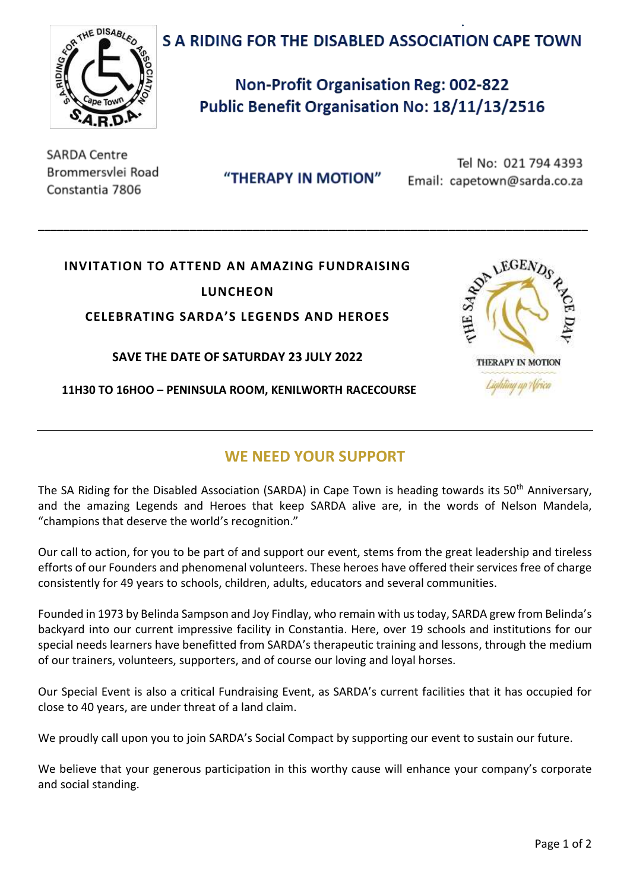# S A RIDING FOR THE DISABLED ASSOCIATION CAPE TOWN

## Non-Profit Organisation Reg: 002-822
## Public Benefit Organisation No: 18/11/13/2516

SARDA Centre
Brommersvlei Road
Constantia 7806

**"THERAPY IN MOTION"**

Tel No: 021 794 4393
Email: capetown@sarda.co.za

---

**INVITATION TO ATTEND AN AMAZING FUNDRAISING LUNCHEON**

**CELEBRATING SARDA'S LEGENDS AND HEROES**

**SAVE THE DATE OF SATURDAY 23 JULY 2022**

**11H30 TO 16HOO – PENINSULA ROOM, KENILWORTH RACECOURSE**

THE SARDA LEGENDS RACE DAY
THERAPY IN MOTION
Lighting up Africa

---

## WE NEED YOUR SUPPORT

The SA Riding for the Disabled Association (SARDA) in Cape Town is heading towards its 50th Anniversary, and the amazing Legends and Heroes that keep SARDA alive are, in the words of Nelson Mandela, "champions that deserve the world's recognition."

Our call to action, for you to be part of and support our event, stems from the great leadership and tireless efforts of our Founders and phenomenal volunteers. These heroes have offered their services free of charge consistently for 49 years to schools, children, adults, educators and several communities.

Founded in 1973 by Belinda Sampson and Joy Findlay, who remain with us today, SARDA grew from Belinda's backyard into our current impressive facility in Constantia. Here, over 19 schools and institutions for our special needs learners have benefitted from SARDA's therapeutic training and lessons, through the medium of our trainers, volunteers, supporters, and of course our loving and loyal horses.

Our Special Event is also a critical Fundraising Event, as SARDA's current facilities that it has occupied for close to 40 years, are under threat of a land claim.

We proudly call upon you to join SARDA's Social Compact by supporting our event to sustain our future.

We believe that your generous participation in this worthy cause will enhance your company's corporate and social standing.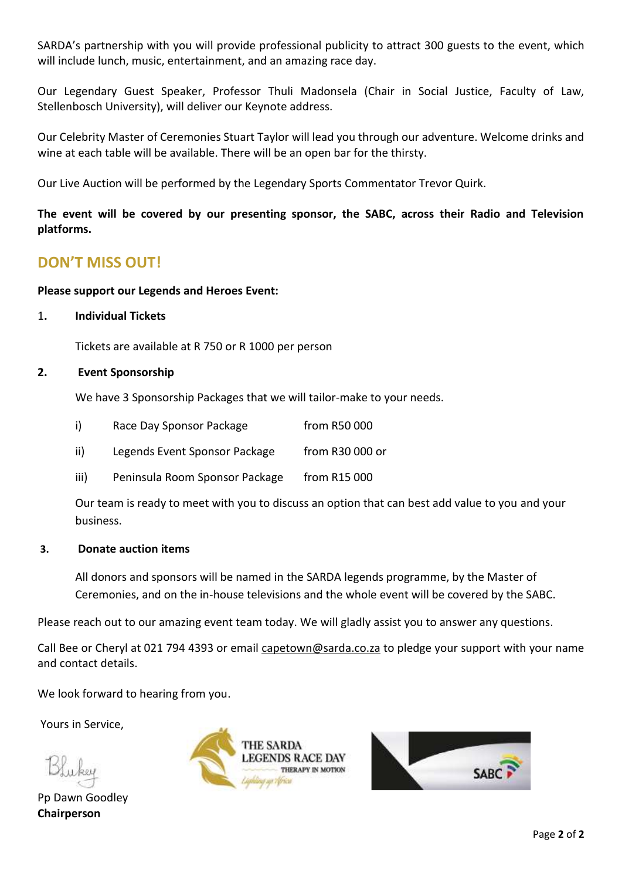SARDA's partnership with you will provide professional publicity to attract 300 guests to the event, which will include lunch, music, entertainment, and an amazing race day.

Our Legendary Guest Speaker, Professor Thuli Madonsela (Chair in Social Justice, Faculty of Law, Stellenbosch University), will deliver our Keynote address.

Our Celebrity Master of Ceremonies Stuart Taylor will lead you through our adventure. Welcome drinks and wine at each table will be available. There will be an open bar for the thirsty.

Our Live Auction will be performed by the Legendary Sports Commentator Trevor Quirk.

**The event will be covered by our presenting sponsor, the SABC, across their Radio and Television platforms.**

## DON'T MISS OUT!

**Please support our Legends and Heroes Event:**

1. **Individual Tickets**

   Tickets are available at R 750 or R 1000 per person

2. **Event Sponsorship**

   We have 3 Sponsorship Packages that we will tailor-make to your needs.

   i) Race Day Sponsor Package from R50 000

   ii) Legends Event Sponsor Package from R30 000 or

   iii) Peninsula Room Sponsor Package from R15 000

   Our team is ready to meet with you to discuss an option that can best add value to you and your business.

3. **Donate auction items**

   All donors and sponsors will be named in the SARDA legends programme, by the Master of Ceremonies, and on the in-house televisions and the whole event will be covered by the SABC.

Please reach out to our amazing event team today. We will gladly assist you to answer any questions.

Call Bee or Cheryl at 021 794 4393 or email capetown@sarda.co.za to pledge your support with your name and contact details.

We look forward to hearing from you.

Yours in Service,

Pp Dawn Goodley
**Chairperson**

THE SARDA LEGENDS RACE DAY
THERAPY IN MOTION
Lighting up Africa

SABC